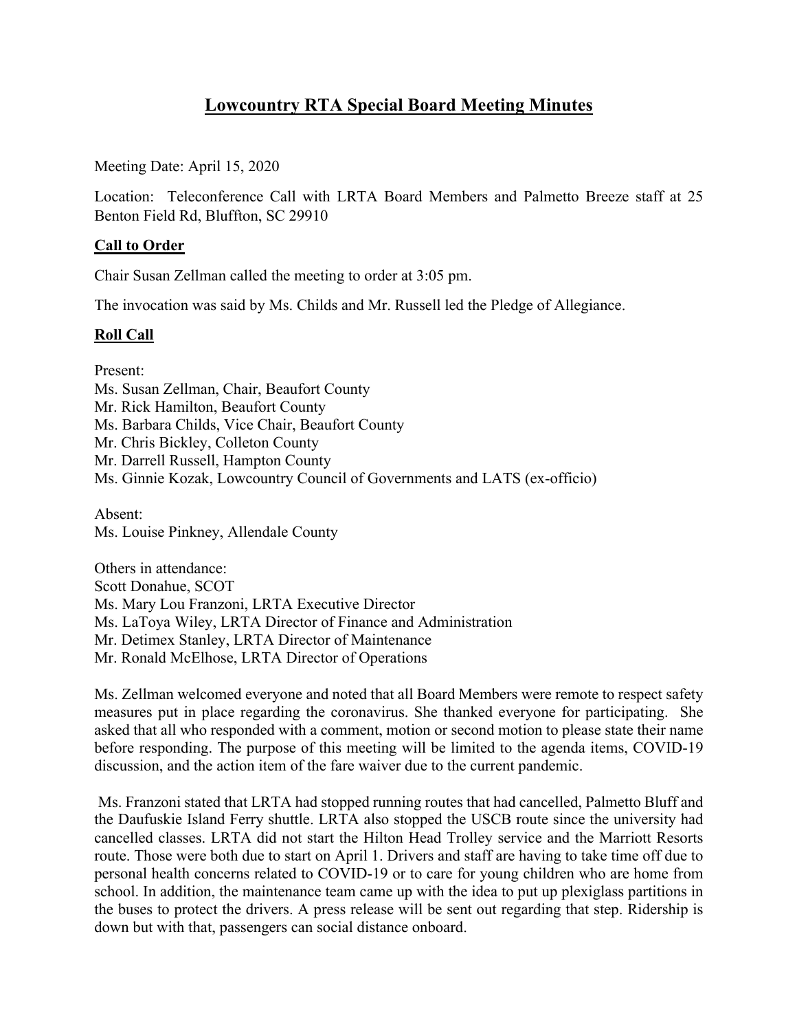# Lowcountry RTA Special Board Meeting Minutes

Meeting Date: April 15, 2020

Location: Teleconference Call with LRTA Board Members and Palmetto Breeze staff at 25 Benton Field Rd, Bluffton, SC 29910

## Call to Order

Chair Susan Zellman called the meeting to order at 3:05 pm.

The invocation was said by Ms. Childs and Mr. Russell led the Pledge of Allegiance.

## Roll Call

Present:
Ms. Susan Zellman, Chair, Beaufort County
Mr. Rick Hamilton, Beaufort County
Ms. Barbara Childs, Vice Chair, Beaufort County
Mr. Chris Bickley, Colleton County
Mr. Darrell Russell, Hampton County
Ms. Ginnie Kozak, Lowcountry Council of Governments and LATS (ex-officio)

Absent:
Ms. Louise Pinkney, Allendale County

Others in attendance:
Scott Donahue, SCOT
Ms. Mary Lou Franzoni, LRTA Executive Director
Ms. LaToya Wiley, LRTA Director of Finance and Administration
Mr. Detimex Stanley, LRTA Director of Maintenance
Mr. Ronald McElhose, LRTA Director of Operations

Ms. Zellman welcomed everyone and noted that all Board Members were remote to respect safety measures put in place regarding the coronavirus. She thanked everyone for participating. She asked that all who responded with a comment, motion or second motion to please state their name before responding. The purpose of this meeting will be limited to the agenda items, COVID-19 discussion, and the action item of the fare waiver due to the current pandemic.

Ms. Franzoni stated that LRTA had stopped running routes that had cancelled, Palmetto Bluff and the Daufuskie Island Ferry shuttle. LRTA also stopped the USCB route since the university had cancelled classes. LRTA did not start the Hilton Head Trolley service and the Marriott Resorts route. Those were both due to start on April 1. Drivers and staff are having to take time off due to personal health concerns related to COVID-19 or to care for young children who are home from school. In addition, the maintenance team came up with the idea to put up plexiglass partitions in the buses to protect the drivers. A press release will be sent out regarding that step. Ridership is down but with that, passengers can social distance onboard.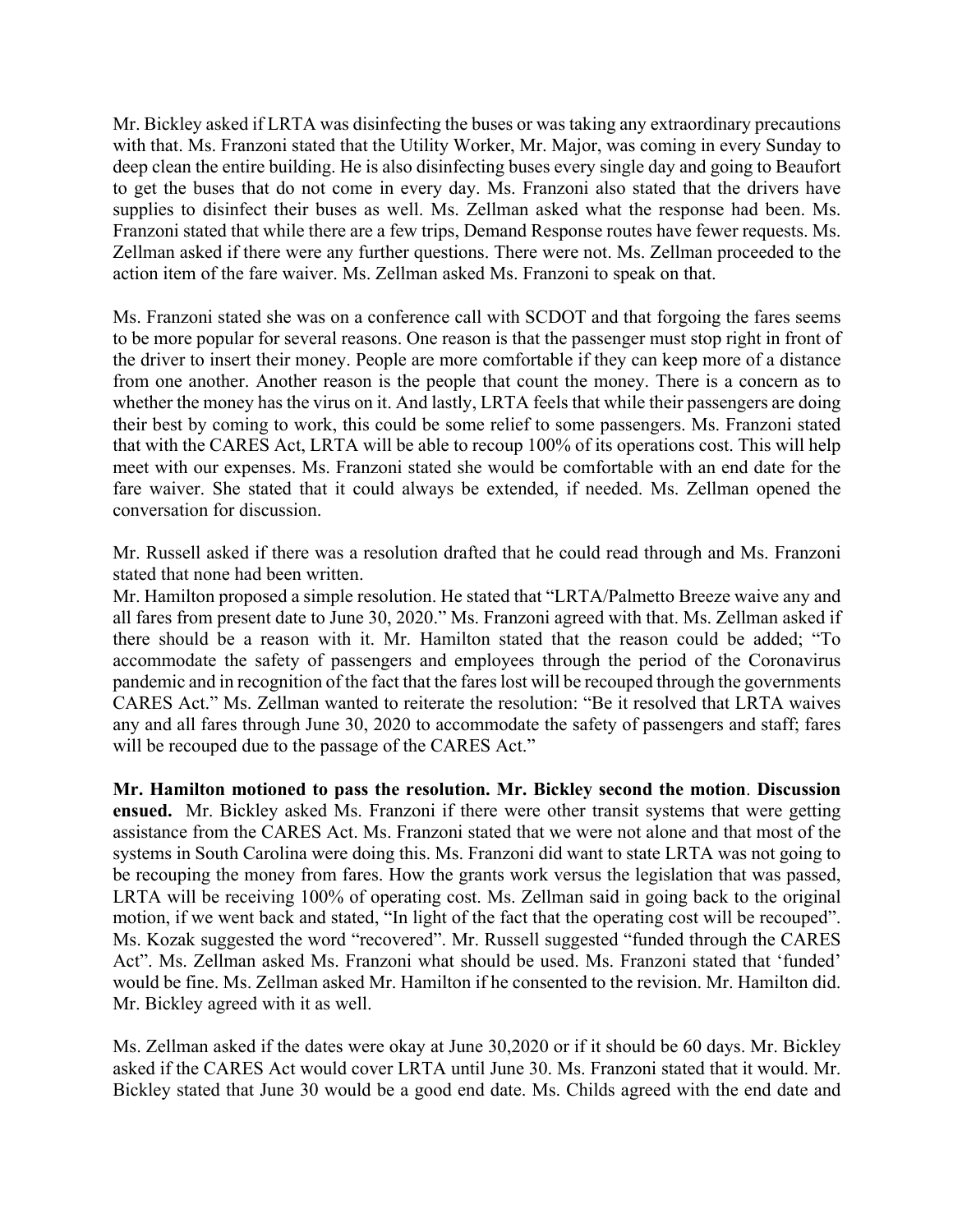Mr. Bickley asked if LRTA was disinfecting the buses or was taking any extraordinary precautions with that. Ms. Franzoni stated that the Utility Worker, Mr. Major, was coming in every Sunday to deep clean the entire building. He is also disinfecting buses every single day and going to Beaufort to get the buses that do not come in every day. Ms. Franzoni also stated that the drivers have supplies to disinfect their buses as well. Ms. Zellman asked what the response had been. Ms. Franzoni stated that while there are a few trips, Demand Response routes have fewer requests. Ms. Zellman asked if there were any further questions. There were not. Ms. Zellman proceeded to the action item of the fare waiver. Ms. Zellman asked Ms. Franzoni to speak on that.

Ms. Franzoni stated she was on a conference call with SCDOT and that forgoing the fares seems to be more popular for several reasons. One reason is that the passenger must stop right in front of the driver to insert their money. People are more comfortable if they can keep more of a distance from one another. Another reason is the people that count the money. There is a concern as to whether the money has the virus on it. And lastly, LRTA feels that while their passengers are doing their best by coming to work, this could be some relief to some passengers. Ms. Franzoni stated that with the CARES Act, LRTA will be able to recoup 100% of its operations cost. This will help meet with our expenses. Ms. Franzoni stated she would be comfortable with an end date for the fare waiver. She stated that it could always be extended, if needed. Ms. Zellman opened the conversation for discussion.

Mr. Russell asked if there was a resolution drafted that he could read through and Ms. Franzoni stated that none had been written.
Mr. Hamilton proposed a simple resolution. He stated that "LRTA/Palmetto Breeze waive any and all fares from present date to June 30, 2020." Ms. Franzoni agreed with that. Ms. Zellman asked if there should be a reason with it. Mr. Hamilton stated that the reason could be added; "To accommodate the safety of passengers and employees through the period of the Coronavirus pandemic and in recognition of the fact that the fares lost will be recouped through the governments CARES Act." Ms. Zellman wanted to reiterate the resolution: "Be it resolved that LRTA waives any and all fares through June 30, 2020 to accommodate the safety of passengers and staff; fares will be recouped due to the passage of the CARES Act."

**Mr. Hamilton motioned to pass the resolution. Mr. Bickley second the motion**. **Discussion ensued.** Mr. Bickley asked Ms. Franzoni if there were other transit systems that were getting assistance from the CARES Act. Ms. Franzoni stated that we were not alone and that most of the systems in South Carolina were doing this. Ms. Franzoni did want to state LRTA was not going to be recouping the money from fares. How the grants work versus the legislation that was passed, LRTA will be receiving 100% of operating cost. Ms. Zellman said in going back to the original motion, if we went back and stated, "In light of the fact that the operating cost will be recouped". Ms. Kozak suggested the word "recovered". Mr. Russell suggested "funded through the CARES Act". Ms. Zellman asked Ms. Franzoni what should be used. Ms. Franzoni stated that 'funded' would be fine. Ms. Zellman asked Mr. Hamilton if he consented to the revision. Mr. Hamilton did. Mr. Bickley agreed with it as well.

Ms. Zellman asked if the dates were okay at June 30,2020 or if it should be 60 days. Mr. Bickley asked if the CARES Act would cover LRTA until June 30. Ms. Franzoni stated that it would. Mr. Bickley stated that June 30 would be a good end date. Ms. Childs agreed with the end date and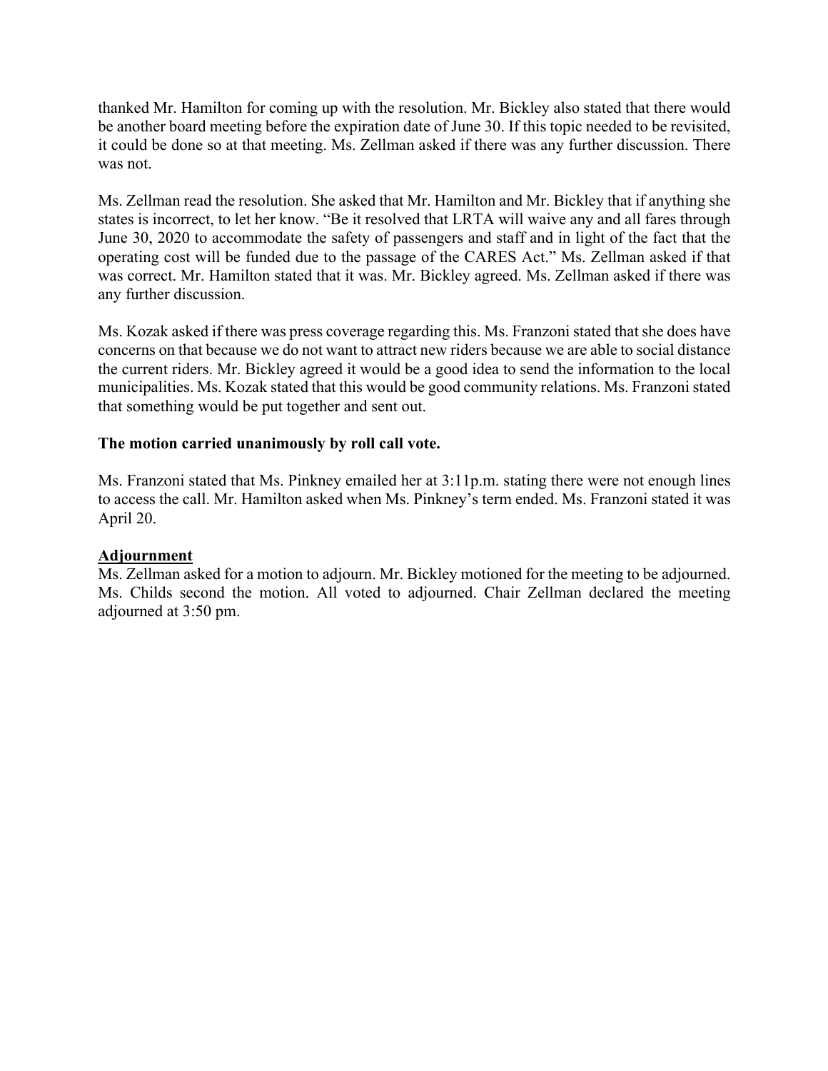thanked Mr. Hamilton for coming up with the resolution. Mr. Bickley also stated that there would be another board meeting before the expiration date of June 30. If this topic needed to be revisited, it could be done so at that meeting. Ms. Zellman asked if there was any further discussion. There was not.

Ms. Zellman read the resolution. She asked that Mr. Hamilton and Mr. Bickley that if anything she states is incorrect, to let her know. "Be it resolved that LRTA will waive any and all fares through June 30, 2020 to accommodate the safety of passengers and staff and in light of the fact that the operating cost will be funded due to the passage of the CARES Act." Ms. Zellman asked if that was correct. Mr. Hamilton stated that it was. Mr. Bickley agreed. Ms. Zellman asked if there was any further discussion.

Ms. Kozak asked if there was press coverage regarding this. Ms. Franzoni stated that she does have concerns on that because we do not want to attract new riders because we are able to social distance the current riders. Mr. Bickley agreed it would be a good idea to send the information to the local municipalities. Ms. Kozak stated that this would be good community relations. Ms. Franzoni stated that something would be put together and sent out.

**The motion carried unanimously by roll call vote.**

Ms. Franzoni stated that Ms. Pinkney emailed her at 3:11p.m. stating there were not enough lines to access the call. Mr. Hamilton asked when Ms. Pinkney's term ended. Ms. Franzoni stated it was April 20.

**Adjournment**

Ms. Zellman asked for a motion to adjourn. Mr. Bickley motioned for the meeting to be adjourned. Ms. Childs second the motion. All voted to adjourned. Chair Zellman declared the meeting adjourned at 3:50 pm.